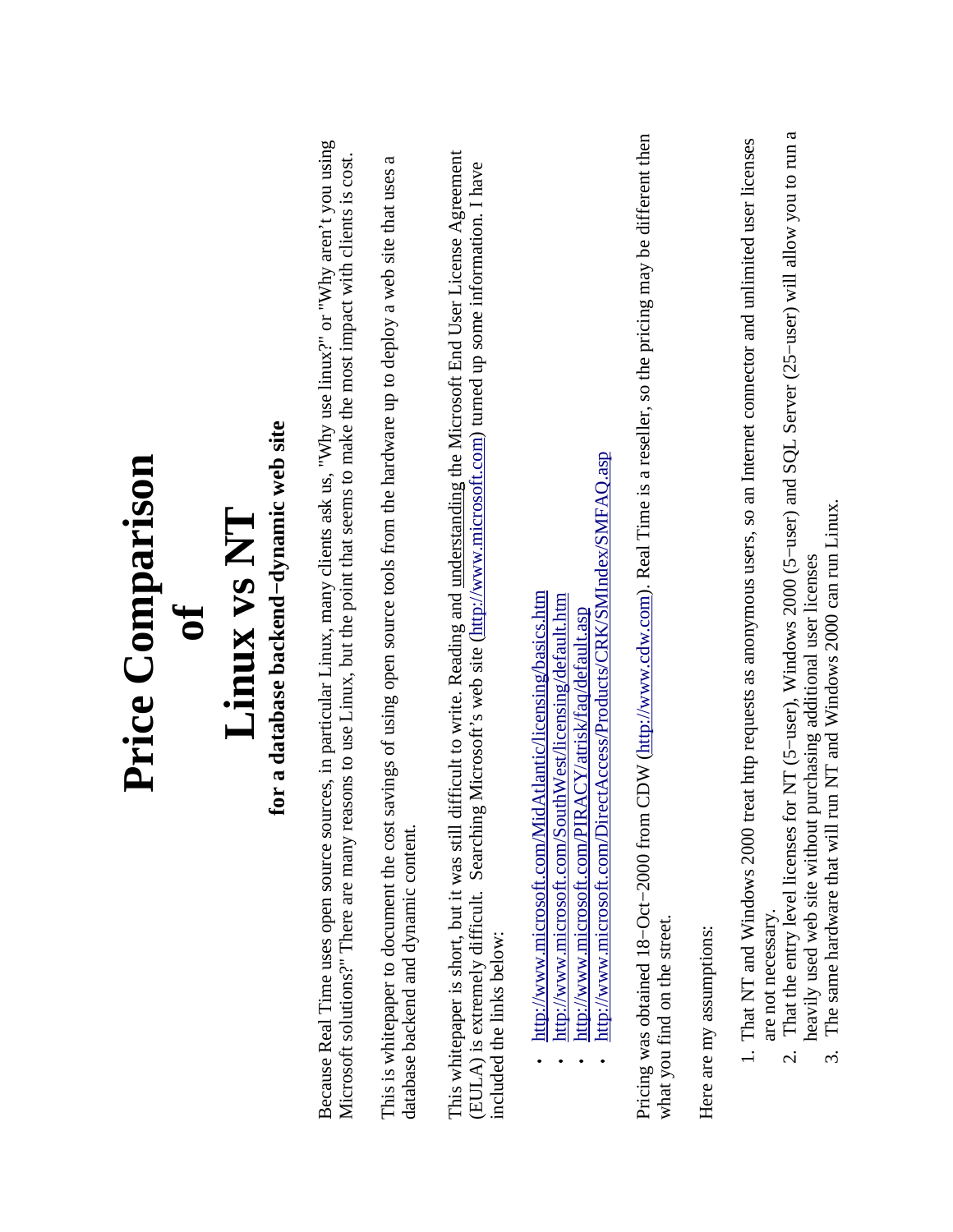# Price Comparison of Linux vs NT

## for a database backend−dynamic web site

Because Real Time uses open source sources, in particular Linux, many clients ask us, "Why use linux?" or "Why aren't you using Microsoft solutions?" There are many reasons to use Linux, but the point that seems to make the most impact with clients is cost.

This is whitepaper to document the cost savings of using open source tools from the hardware up to deploy a web site that uses a database backend and dynamic content.

This whitepaper is short, but it was still difficult to write. Reading and understanding the Microsoft End User License Agreement (EULA) is extremely difficult. Searching Microsoft's web site (http://www.microsoft.com) turned up some information. I have included the links below:

- http://www.microsoft.com/MidAtlantic/licensing/basics.htm
- http://www.microsoft.com/SouthWest/licensing/default.htm
- http://www.microsoft.com/PIRACY/atrisk/faq/default.asp
- http://www.microsoft.com/DirectAccess/Products/CRK/SMIndex/SMFAQ.asp

Pricing was obtained 18−Oct−2000 from CDW (http://www.cdw.com). Real Time is a reseller, so the pricing may be different then what you find on the street.

Here are my assumptions:

1. That NT and Windows 2000 treat http requests as anonymous users, so an Internet connector and unlimited user licenses are not necessary.
2. That the entry level licenses for NT (5−user), Windows 2000 (5−user) and SQL Server (25−user) will allow you to run a heavily used web site without purchasing additional user licenses
3. The same hardware that will run NT and Windows 2000 can run Linux.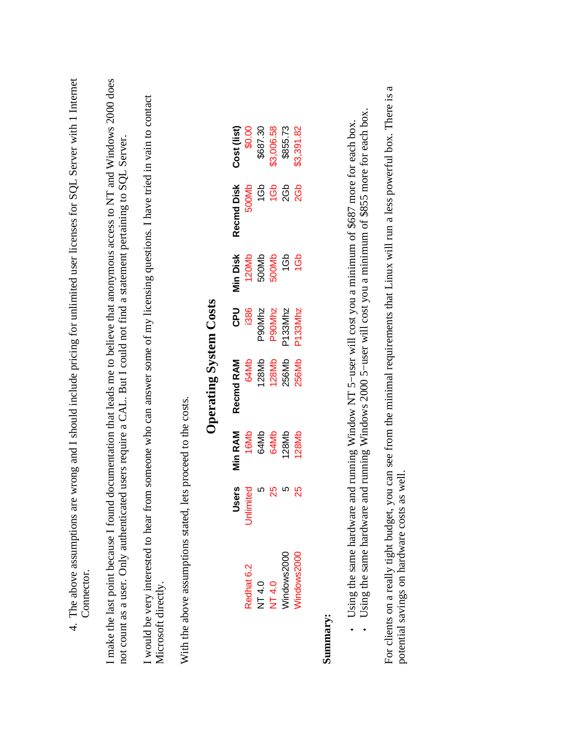4. The above assumptions are wrong and I should include pricing for unlimited user licenses for SQL Server with 1 Internet Connector.

I make the last point because I found documentation that leads me to believe that anonymous access to NT and Windows 2000 does not count as a user. Only authenticated users require a CAL. But I could not find a statement pertaining to SQL Server.

I would be very interested to hear from someone who can answer some of my licensing questions. I have tried in vain to contact Microsoft directly.

With the above assumptions stated, lets proceed to the costs.

## Operating System Costs

| | Users | Min RAM | Recmd RAM | CPU | Min Disk | Recmd Disk | Cost (list) |
|---|---|---|---|---|---|---|---|
| Redhat 6.2 | Unlimited | 16Mb | 64Mb | i386 | 120Mb | 500Mb | $0.00 |
| NT 4.0 | 5 | 64Mb | 128Mb | P90Mhz | 500Mb | 1Gb | $687.30 |
| NT 4.0 | 25 | 64Mb | 128Mb | P90Mhz | 500Mb | 1Gb | $3,006.58 |
| Windows2000 | 5 | 128Mb | 256Mb | P133Mhz | 1Gb | 2Gb | $855.73 |
| Windows2000 | 25 | 128Mb | 256Mb | P133Mhz | 1Gb | 2Gb | $3,391.82 |

**Summary:**

- Using the same hardware and running Window NT 5-user will cost you a minimum of $687 more for each box.
- Using the same hardware and running Windows 2000 5-user will cost you a minimum of $855 more for each box.

For clients on a really tight budget, you can see from the minimal requirements that Linux will run a less powerful box. There is a potential savings on hardware costs as well.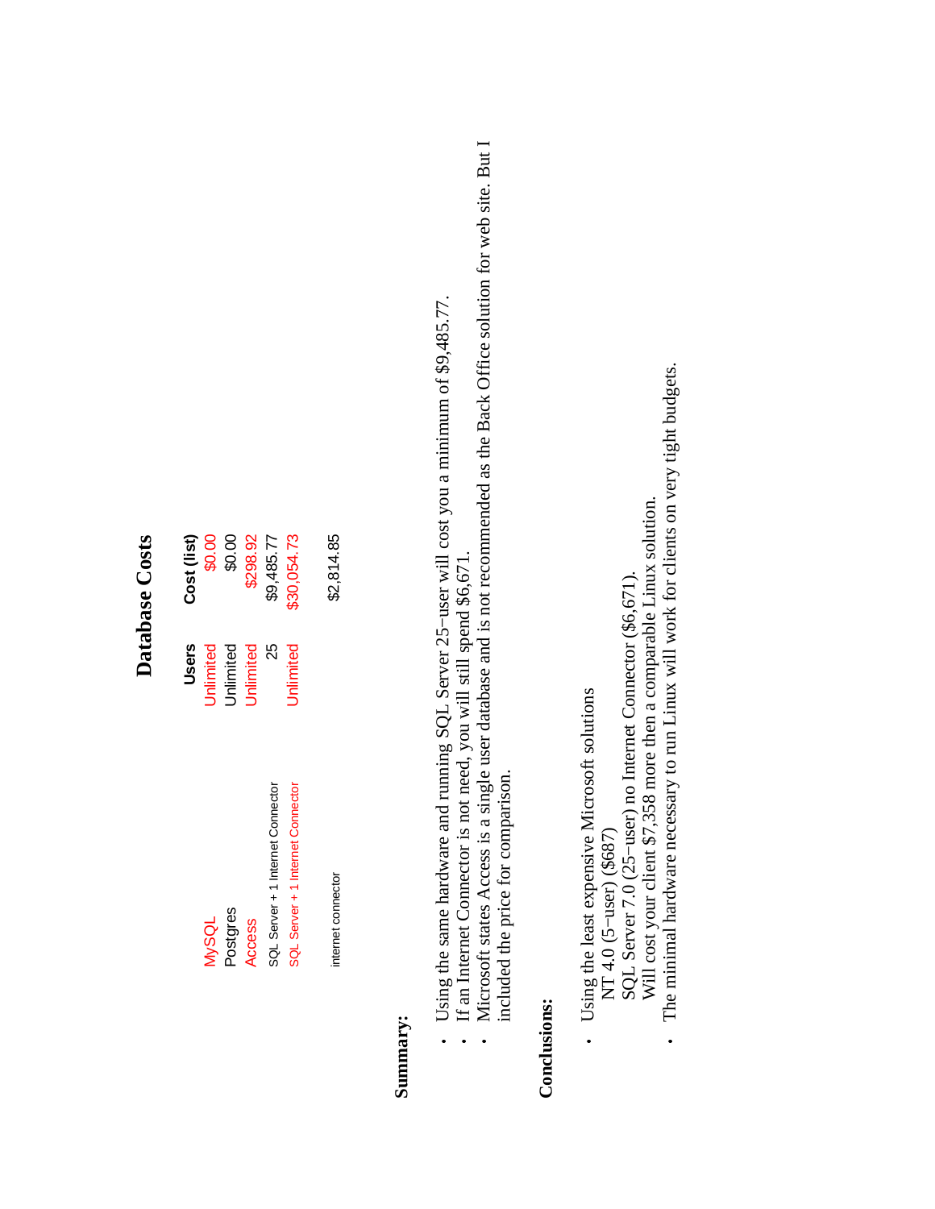# Database Costs

| | Users | Cost (list) |
|---|---|---|
| MySQL | Unlimited | $0.00 |
| Postgres | Unlimited | $0.00 |
| Access | Unlimited | $298.92 |
| SQL Server + 1 Internet Connector | 25 | $9,485.77 |
| SQL Server + 1 Internet Connector | Unlimited | $30,054.73 |
| | | |
| internet connector | | $2,814.85 |

**Summary:**

- Using the same hardware and running SQL Server 25−user will cost you a minimum of $9,485.77.
- If an Internet Connector is not need, you will still spend $6,671.
- Microsoft states Access is a single user database and is not recommended as the Back Office solution for web site. But I included the price for comparison.

**Conclusions:**

- Using the least expensive Microsoft solutions
  NT 4.0 (5−user) ($687)
  SQL Server 7.0 (25−user) no Internet Connector ($6,671).
  Will cost your client $7,358 more then a comparable Linux solution.
- The minimal hardware necessary to run Linux will work for clients on very tight budgets.